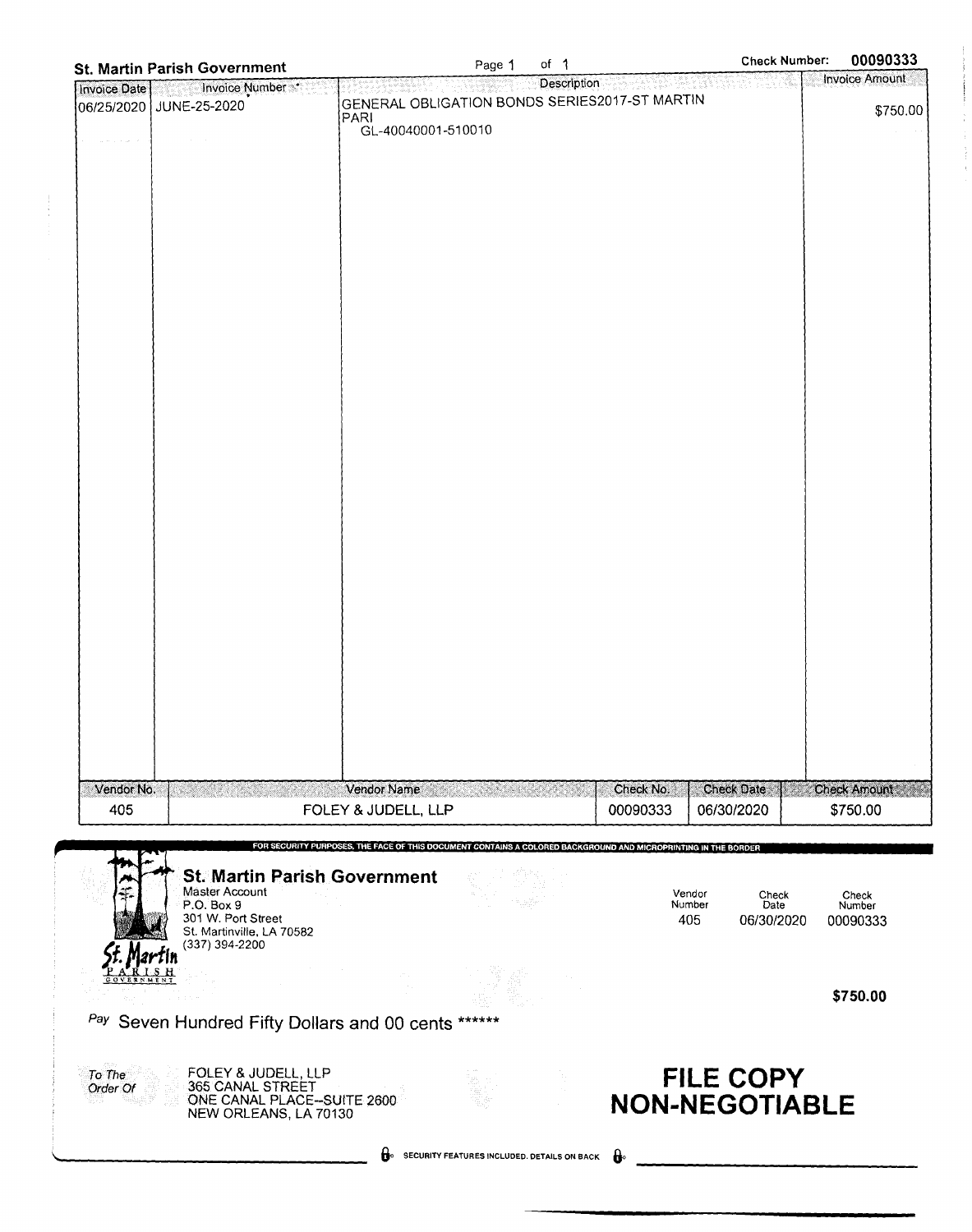**St. Martin Parish Government** Page 1 of 1 Check Number: **00090333**

| Invoice Date | Invoice Number | Description | Invoice Amount |
|---|---|---|---|
| 06/25/2020 | JUNE-25-2020 | GENERAL OBLIGATION BONDS SERIES2017-ST MARTIN PARI<br>GL-40040001-510010 | $750.00 |

| Vendor No. | Vendor Name | Check No. | Check Date | Check Amount |
|---|---|---|---|---|
| 405 | FOLEY & JUDELL, LLP | 00090333 | 06/30/2020 | $750.00 |

FOR SECURITY PURPOSES, THE FACE OF THIS DOCUMENT CONTAINS A COLORED BACKGROUND AND MICROPRINTING IN THE BORDER

**St. Martin Parish Government**
Master Account
P.O. Box 9
301 W. Port Street
St. Martinville, LA 70582
(337) 394-2200

St. Martin PARISH GOVERNMENT

| Vendor Number | Check Date | Check Number |
|---|---|---|
| 405 | 06/30/2020 | 00090333 |

**$750.00**

*Pay* Seven Hundred Fifty Dollars and 00 cents ******

*To The Order Of*
FOLEY & JUDELL, LLP
365 CANAL STREET
ONE CANAL PLACE--SUITE 2600
NEW ORLEANS, LA 70130

**FILE COPY**
**NON-NEGOTIABLE**

SECURITY FEATURES INCLUDED. DETAILS ON BACK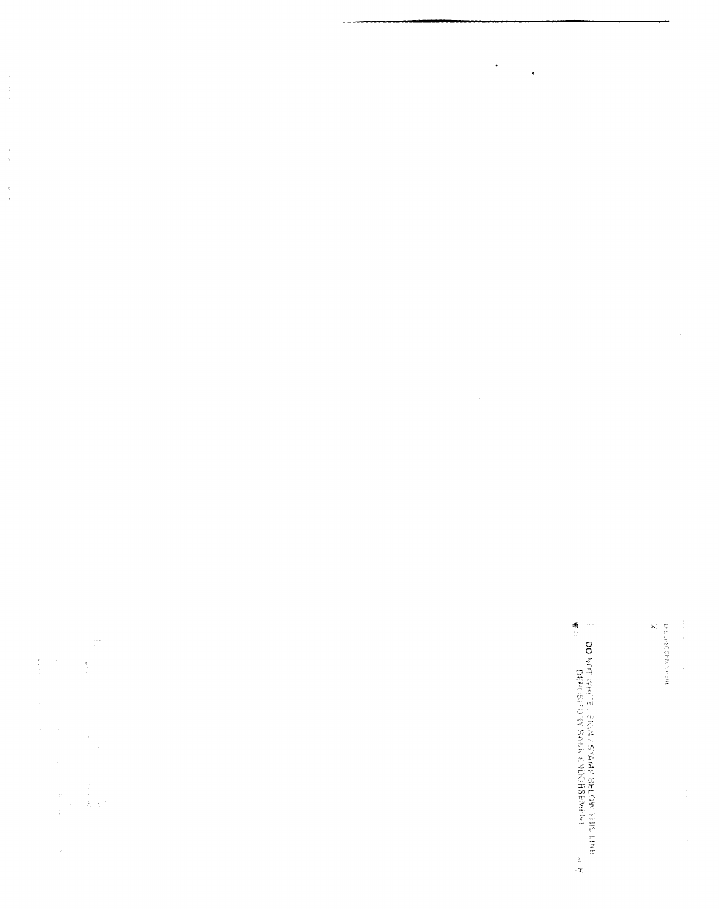ENDORSE CHECK HERE

X

DO NOT WRITE / SIGN / STAMP BELOW THIS LINE
DEPOSITORY BANK ENDORSEMENT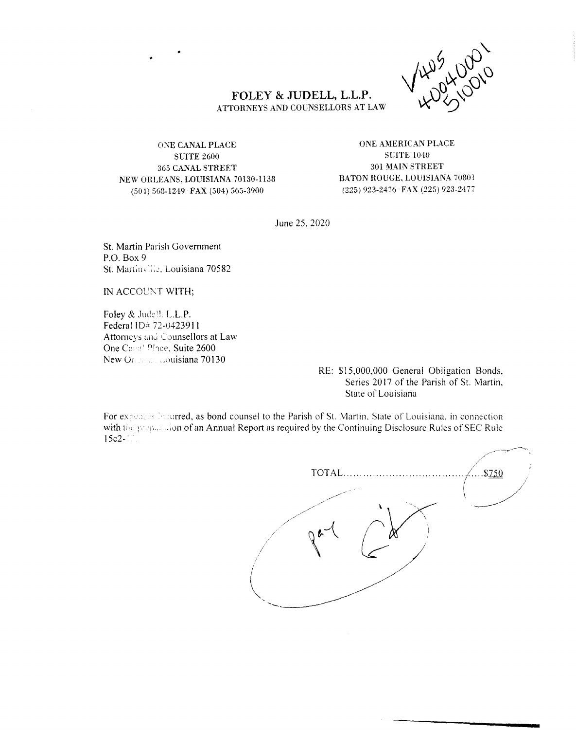V405 40040001
4005 10010

# FOLEY & JUDELL, L.L.P.

ATTORNEYS AND COUNSELLORS AT LAW

ONE CANAL PLACE
SUITE 2600
365 CANAL STREET
NEW ORLEANS, LOUISIANA 70130-1138
(504) 568-1249 · FAX (504) 565-3900

ONE AMERICAN PLACE
SUITE 1040
301 MAIN STREET
BATON ROUGE, LOUISIANA 70801
(225) 923-2476 · FAX (225) 923-2477

June 25, 2020

St. Martin Parish Government
P.O. Box 9
St. Martinville, Louisiana 70582

IN ACCOUNT WITH;

Foley & Judell, L.L.P.
Federal ID# 72-0423911
Attorneys and Counsellors at Law
One Canal Place, Suite 2600
New Orleans, Louisiana 70130

RE: $15,000,000 General Obligation Bonds, Series 2017 of the Parish of St. Martin, State of Louisiana

For expenses incurred, as bond counsel to the Parish of St. Martin, State of Louisiana, in connection with the preparation of an Annual Report as required by the Continuing Disclosure Rules of SEC Rule 15c2-12.

TOTAL........................................................$750

pay